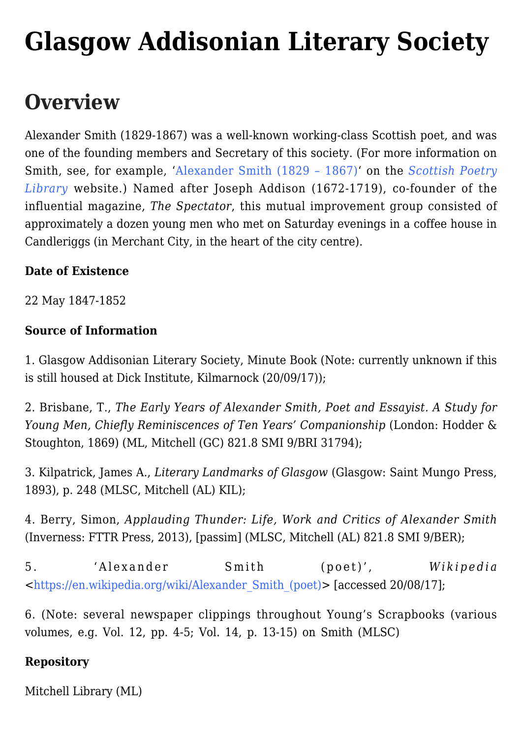# Glasgow Addisonian Literary Society

## Overview

Alexander Smith (1829-1867) was a well-known working-class Scottish poet, and was one of the founding members and Secretary of this society. (For more information on Smith, see, for example, '[Alexander Smith (1829 – 1867)](#)' on the *Scottish Poetry Library* website.) Named after Joseph Addison (1672-1719), co-founder of the influential magazine, *The Spectator*, this mutual improvement group consisted of approximately a dozen young men who met on Saturday evenings in a coffee house in Candleriggs (in Merchant City, in the heart of the city centre).

**Date of Existence**

22 May 1847-1852

**Source of Information**

1. Glasgow Addisonian Literary Society, Minute Book (Note: currently unknown if this is still housed at Dick Institute, Kilmarnock (20/09/17));

2. Brisbane, T., *The Early Years of Alexander Smith, Poet and Essayist. A Study for Young Men, Chiefly Reminiscences of Ten Years' Companionship* (London: Hodder & Stoughton, 1869) (ML, Mitchell (GC) 821.8 SMI 9/BRI 31794);

3. Kilpatrick, James A., *Literary Landmarks of Glasgow* (Glasgow: Saint Mungo Press, 1893), p. 248 (MLSC, Mitchell (AL) KIL);

4. Berry, Simon, *Applauding Thunder: Life, Work and Critics of Alexander Smith* (Inverness: FTTR Press, 2013), [passim] (MLSC, Mitchell (AL) 821.8 SMI 9/BER);

5. 'Alexander Smith (poet)', *Wikipedia* <https://en.wikipedia.org/wiki/Alexander_Smith_(poet)> [accessed 20/08/17];

6. (Note: several newspaper clippings throughout Young's Scrapbooks (various volumes, e.g. Vol. 12, pp. 4-5; Vol. 14, p. 13-15) on Smith (MLSC)

**Repository**

Mitchell Library (ML)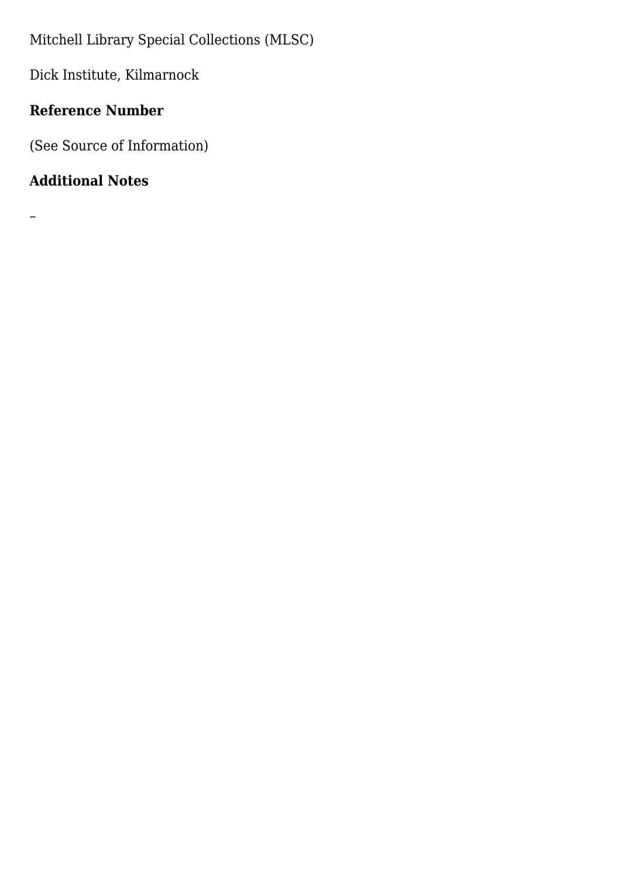Mitchell Library Special Collections (MLSC)

Dick Institute, Kilmarnock

**Reference Number**

(See Source of Information)

**Additional Notes**

–